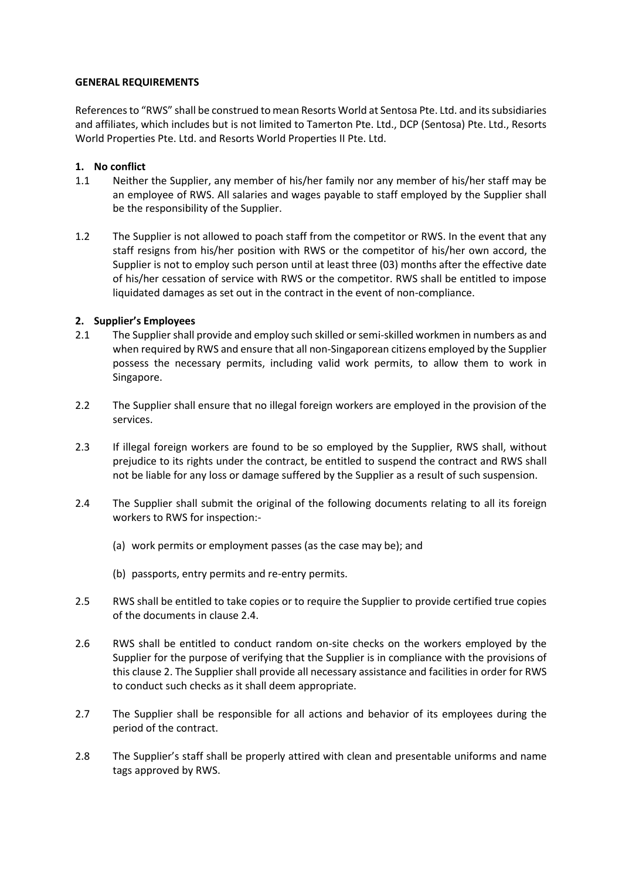**GENERAL REQUIREMENTS**

References to "RWS" shall be construed to mean Resorts World at Sentosa Pte. Ltd. and its subsidiaries and affiliates, which includes but is not limited to Tamerton Pte. Ltd., DCP (Sentosa) Pte. Ltd., Resorts World Properties Pte. Ltd. and Resorts World Properties II Pte. Ltd.

**1. No conflict**

1.1 Neither the Supplier, any member of his/her family nor any member of his/her staff may be an employee of RWS. All salaries and wages payable to staff employed by the Supplier shall be the responsibility of the Supplier.

1.2 The Supplier is not allowed to poach staff from the competitor or RWS. In the event that any staff resigns from his/her position with RWS or the competitor of his/her own accord, the Supplier is not to employ such person until at least three (03) months after the effective date of his/her cessation of service with RWS or the competitor. RWS shall be entitled to impose liquidated damages as set out in the contract in the event of non-compliance.

**2. Supplier's Employees**

2.1 The Supplier shall provide and employ such skilled or semi-skilled workmen in numbers as and when required by RWS and ensure that all non-Singaporean citizens employed by the Supplier possess the necessary permits, including valid work permits, to allow them to work in Singapore.

2.2 The Supplier shall ensure that no illegal foreign workers are employed in the provision of the services.

2.3 If illegal foreign workers are found to be so employed by the Supplier, RWS shall, without prejudice to its rights under the contract, be entitled to suspend the contract and RWS shall not be liable for any loss or damage suffered by the Supplier as a result of such suspension.

2.4 The Supplier shall submit the original of the following documents relating to all its foreign workers to RWS for inspection:-

(a) work permits or employment passes (as the case may be); and

(b) passports, entry permits and re-entry permits.

2.5 RWS shall be entitled to take copies or to require the Supplier to provide certified true copies of the documents in clause 2.4.

2.6 RWS shall be entitled to conduct random on-site checks on the workers employed by the Supplier for the purpose of verifying that the Supplier is in compliance with the provisions of this clause 2. The Supplier shall provide all necessary assistance and facilities in order for RWS to conduct such checks as it shall deem appropriate.

2.7 The Supplier shall be responsible for all actions and behavior of its employees during the period of the contract.

2.8 The Supplier's staff shall be properly attired with clean and presentable uniforms and name tags approved by RWS.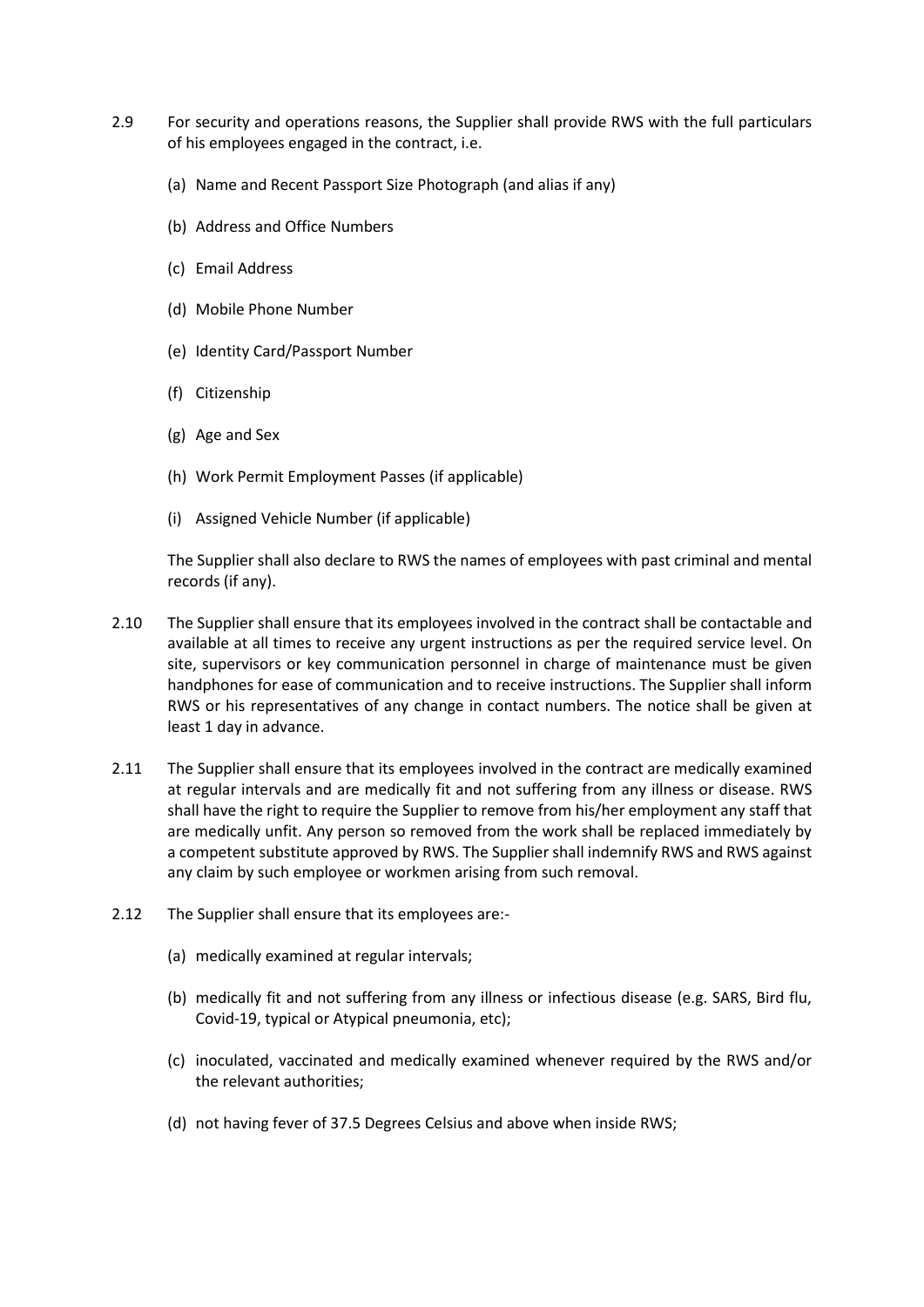2.9 For security and operations reasons, the Supplier shall provide RWS with the full particulars of his employees engaged in the contract, i.e.

(a) Name and Recent Passport Size Photograph (and alias if any)

(b) Address and Office Numbers

(c) Email Address

(d) Mobile Phone Number

(e) Identity Card/Passport Number

(f) Citizenship

(g) Age and Sex

(h) Work Permit Employment Passes (if applicable)

(i) Assigned Vehicle Number (if applicable)

The Supplier shall also declare to RWS the names of employees with past criminal and mental records (if any).

2.10 The Supplier shall ensure that its employees involved in the contract shall be contactable and available at all times to receive any urgent instructions as per the required service level. On site, supervisors or key communication personnel in charge of maintenance must be given handphones for ease of communication and to receive instructions. The Supplier shall inform RWS or his representatives of any change in contact numbers. The notice shall be given at least 1 day in advance.

2.11 The Supplier shall ensure that its employees involved in the contract are medically examined at regular intervals and are medically fit and not suffering from any illness or disease. RWS shall have the right to require the Supplier to remove from his/her employment any staff that are medically unfit. Any person so removed from the work shall be replaced immediately by a competent substitute approved by RWS. The Supplier shall indemnify RWS and RWS against any claim by such employee or workmen arising from such removal.

2.12 The Supplier shall ensure that its employees are:-

(a) medically examined at regular intervals;

(b) medically fit and not suffering from any illness or infectious disease (e.g. SARS, Bird flu, Covid-19, typical or Atypical pneumonia, etc);

(c) inoculated, vaccinated and medically examined whenever required by the RWS and/or the relevant authorities;

(d) not having fever of 37.5 Degrees Celsius and above when inside RWS;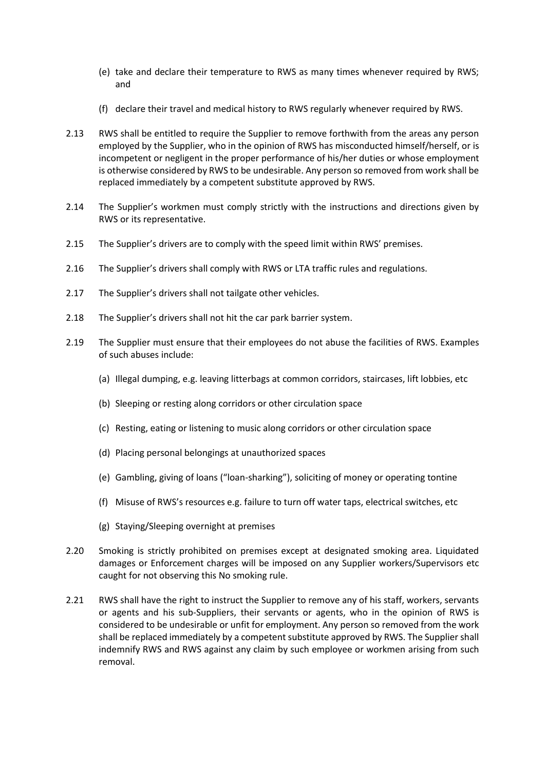(e) take and declare their temperature to RWS as many times whenever required by RWS; and

(f) declare their travel and medical history to RWS regularly whenever required by RWS.

2.13 RWS shall be entitled to require the Supplier to remove forthwith from the areas any person employed by the Supplier, who in the opinion of RWS has misconducted himself/herself, or is incompetent or negligent in the proper performance of his/her duties or whose employment is otherwise considered by RWS to be undesirable. Any person so removed from work shall be replaced immediately by a competent substitute approved by RWS.

2.14 The Supplier's workmen must comply strictly with the instructions and directions given by RWS or its representative.

2.15 The Supplier's drivers are to comply with the speed limit within RWS' premises.

2.16 The Supplier's drivers shall comply with RWS or LTA traffic rules and regulations.

2.17 The Supplier's drivers shall not tailgate other vehicles.

2.18 The Supplier's drivers shall not hit the car park barrier system.

2.19 The Supplier must ensure that their employees do not abuse the facilities of RWS. Examples of such abuses include:

(a) Illegal dumping, e.g. leaving litterbags at common corridors, staircases, lift lobbies, etc

(b) Sleeping or resting along corridors or other circulation space

(c) Resting, eating or listening to music along corridors or other circulation space

(d) Placing personal belongings at unauthorized spaces

(e) Gambling, giving of loans ("loan-sharking"), soliciting of money or operating tontine

(f) Misuse of RWS's resources e.g. failure to turn off water taps, electrical switches, etc

(g) Staying/Sleeping overnight at premises

2.20 Smoking is strictly prohibited on premises except at designated smoking area. Liquidated damages or Enforcement charges will be imposed on any Supplier workers/Supervisors etc caught for not observing this No smoking rule.

2.21 RWS shall have the right to instruct the Supplier to remove any of his staff, workers, servants or agents and his sub-Suppliers, their servants or agents, who in the opinion of RWS is considered to be undesirable or unfit for employment. Any person so removed from the work shall be replaced immediately by a competent substitute approved by RWS. The Supplier shall indemnify RWS and RWS against any claim by such employee or workmen arising from such removal.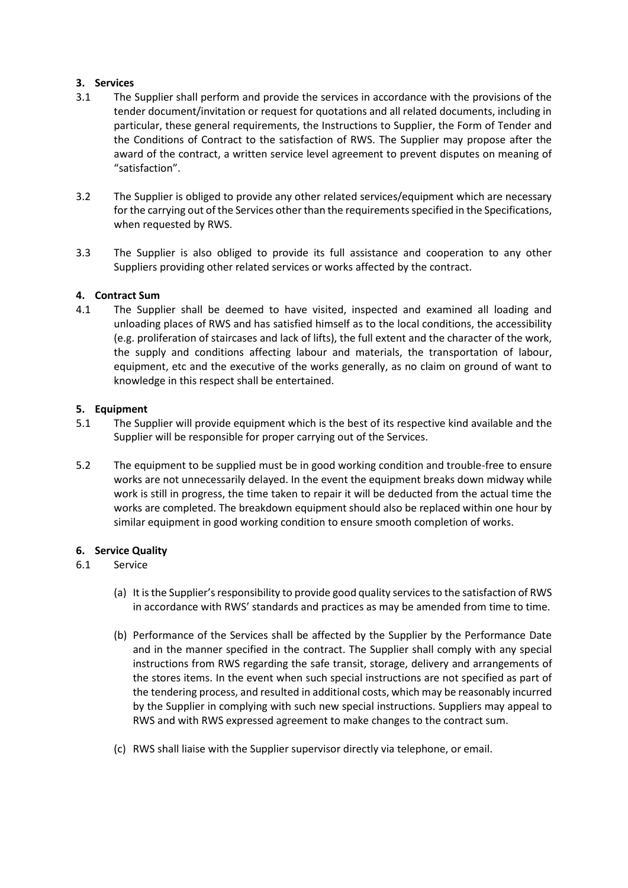## 3. Services

3.1 The Supplier shall perform and provide the services in accordance with the provisions of the tender document/invitation or request for quotations and all related documents, including in particular, these general requirements, the Instructions to Supplier, the Form of Tender and the Conditions of Contract to the satisfaction of RWS. The Supplier may propose after the award of the contract, a written service level agreement to prevent disputes on meaning of "satisfaction".

3.2 The Supplier is obliged to provide any other related services/equipment which are necessary for the carrying out of the Services other than the requirements specified in the Specifications, when requested by RWS.

3.3 The Supplier is also obliged to provide its full assistance and cooperation to any other Suppliers providing other related services or works affected by the contract.

## 4. Contract Sum

4.1 The Supplier shall be deemed to have visited, inspected and examined all loading and unloading places of RWS and has satisfied himself as to the local conditions, the accessibility (e.g. proliferation of staircases and lack of lifts), the full extent and the character of the work, the supply and conditions affecting labour and materials, the transportation of labour, equipment, etc and the executive of the works generally, as no claim on ground of want to knowledge in this respect shall be entertained.

## 5. Equipment

5.1 The Supplier will provide equipment which is the best of its respective kind available and the Supplier will be responsible for proper carrying out of the Services.

5.2 The equipment to be supplied must be in good working condition and trouble-free to ensure works are not unnecessarily delayed. In the event the equipment breaks down midway while work is still in progress, the time taken to repair it will be deducted from the actual time the works are completed. The breakdown equipment should also be replaced within one hour by similar equipment in good working condition to ensure smooth completion of works.

## 6. Service Quality

6.1 Service

(a) It is the Supplier's responsibility to provide good quality services to the satisfaction of RWS in accordance with RWS' standards and practices as may be amended from time to time.

(b) Performance of the Services shall be affected by the Supplier by the Performance Date and in the manner specified in the contract. The Supplier shall comply with any special instructions from RWS regarding the safe transit, storage, delivery and arrangements of the stores items. In the event when such special instructions are not specified as part of the tendering process, and resulted in additional costs, which may be reasonably incurred by the Supplier in complying with such new special instructions. Suppliers may appeal to RWS and with RWS expressed agreement to make changes to the contract sum.

(c) RWS shall liaise with the Supplier supervisor directly via telephone, or email.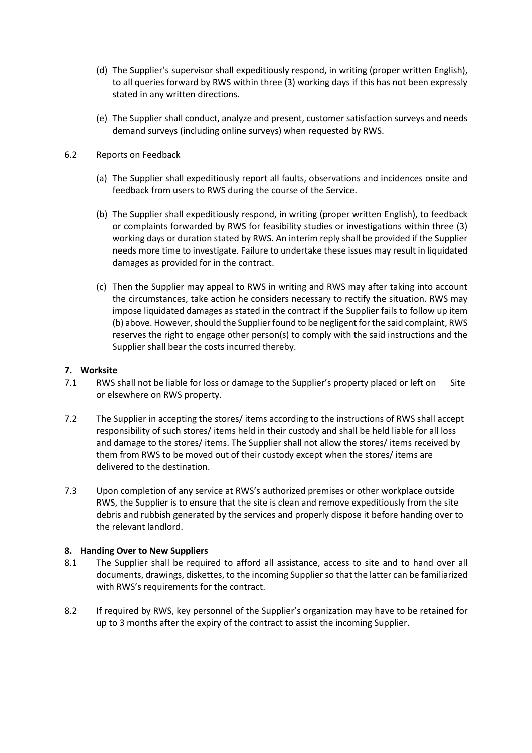(d) The Supplier's supervisor shall expeditiously respond, in writing (proper written English), to all queries forward by RWS within three (3) working days if this has not been expressly stated in any written directions.

(e) The Supplier shall conduct, analyze and present, customer satisfaction surveys and needs demand surveys (including online surveys) when requested by RWS.

6.2 Reports on Feedback

(a) The Supplier shall expeditiously report all faults, observations and incidences onsite and feedback from users to RWS during the course of the Service.

(b) The Supplier shall expeditiously respond, in writing (proper written English), to feedback or complaints forwarded by RWS for feasibility studies or investigations within three (3) working days or duration stated by RWS. An interim reply shall be provided if the Supplier needs more time to investigate. Failure to undertake these issues may result in liquidated damages as provided for in the contract.

(c) Then the Supplier may appeal to RWS in writing and RWS may after taking into account the circumstances, take action he considers necessary to rectify the situation. RWS may impose liquidated damages as stated in the contract if the Supplier fails to follow up item (b) above. However, should the Supplier found to be negligent for the said complaint, RWS reserves the right to engage other person(s) to comply with the said instructions and the Supplier shall bear the costs incurred thereby.

**7. Worksite**

7.1 RWS shall not be liable for loss or damage to the Supplier's property placed or left on Site or elsewhere on RWS property.

7.2 The Supplier in accepting the stores/ items according to the instructions of RWS shall accept responsibility of such stores/ items held in their custody and shall be held liable for all loss and damage to the stores/ items. The Supplier shall not allow the stores/ items received by them from RWS to be moved out of their custody except when the stores/ items are delivered to the destination.

7.3 Upon completion of any service at RWS's authorized premises or other workplace outside RWS, the Supplier is to ensure that the site is clean and remove expeditiously from the site debris and rubbish generated by the services and properly dispose it before handing over to the relevant landlord.

**8. Handing Over to New Suppliers**

8.1 The Supplier shall be required to afford all assistance, access to site and to hand over all documents, drawings, diskettes, to the incoming Supplier so that the latter can be familiarized with RWS's requirements for the contract.

8.2 If required by RWS, key personnel of the Supplier's organization may have to be retained for up to 3 months after the expiry of the contract to assist the incoming Supplier.